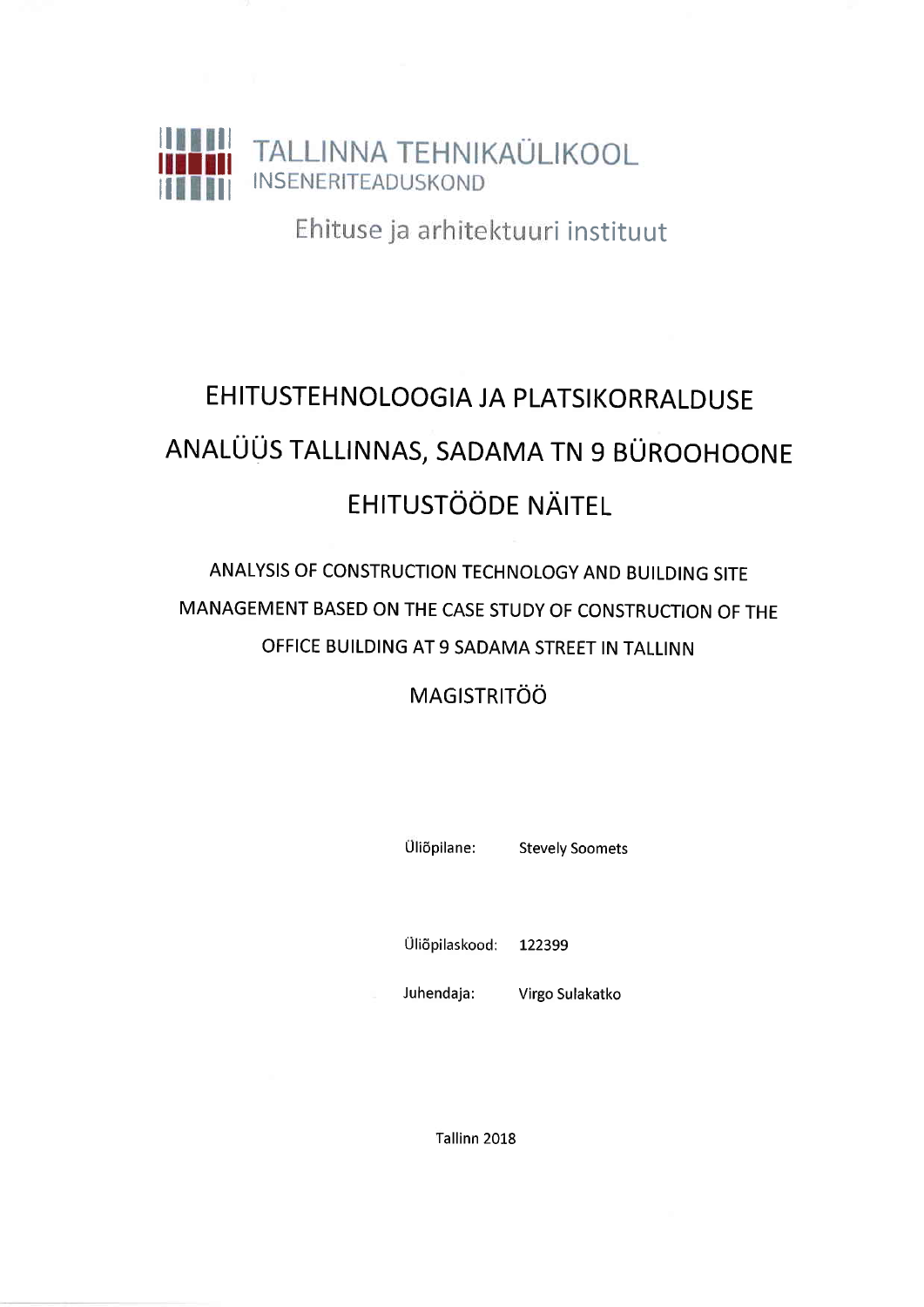TALLINNA TEHNIKAÜLIKOOL
INSENERITEADUSKOND

Ehituse ja arhitektuuri instituut

# EHITUSTEHNOLOOGIA JA PLATSIKORRALDUSE ANALÜÜS TALLINNAS, SADAMA TN 9 BÜROOHOONE EHITUSTÖÖDE NÄITEL

## ANALYSIS OF CONSTRUCTION TECHNOLOGY AND BUILDING SITE MANAGEMENT BASED ON THE CASE STUDY OF CONSTRUCTION OF THE OFFICE BUILDING AT 9 SADAMA STREET IN TALLINN

MAGISTRITÖÖ

Üliõpilane: Stevely Soomets

Üliõpilaskood: 122399

Juhendaja: Virgo Sulakatko

Tallinn 2018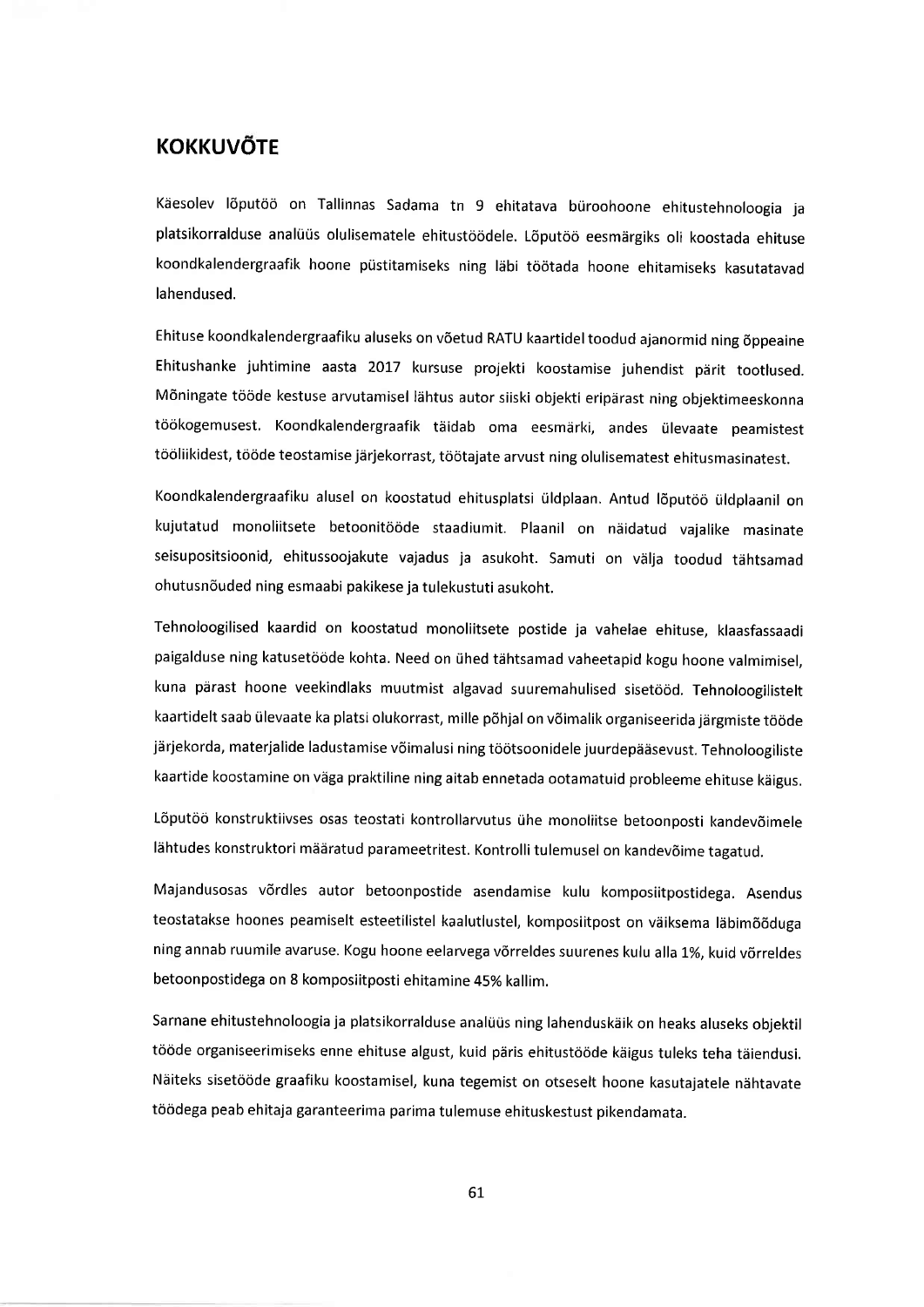# KOKKUVÕTE

Käesolev lõputöö on Tallinnas Sadama tn 9 ehitatava büroohoone ehitustehnoloogia ja platsikorralduse analüüs olulisematele ehitustöödele. Lõputöö eesmärgiks oli koostada ehituse koondkalendergraafik hoone püstitamiseks ning läbi töötada hoone ehitamiseks kasutatavad lahendused.

Ehituse koondkalendergraafiku aluseks on võetud RATU kaartidel toodud ajanormid ning õppeaine Ehitushanke juhtimine aasta 2017 kursuse projekti koostamise juhendist pärit tootlused. Mõningate tööde kestuse arvutamisel lähtus autor siiski objekti eripärast ning objektimeeskonna töökogemusest. Koondkalendergraafik täidab oma eesmärki, andes ülevaate peamistest tööliikidest, tööde teostamise järjekorrast, töötajate arvust ning olulisematest ehitusmasinatest.

Koondkalendergraafiku alusel on koostatud ehitusplatsi üldplaan. Antud lõputöö üldplaanil on kujutatud monoliitsete betoonitööde staadiumit. Plaanil on näidatud vajalike masinate seisupositsioonid, ehitussoojakute vajadus ja asukoht. Samuti on välja toodud tähtsamad ohutusnõuded ning esmaabi pakikese ja tulekustuti asukoht.

Tehnoloogilised kaardid on koostatud monoliitsete postide ja vahelae ehituse, klaasfassaadi paigalduse ning katusetööde kohta. Need on ühed tähtsamad vaheetapid kogu hoone valmimisel, kuna pärast hoone veekindlaks muutmist algavad suuremahulised sisetööd. Tehnoloogilistelt kaartidelt saab ülevaate ka platsi olukorrast, mille põhjal on võimalik organiseerida järgmiste tööde järjekorda, materjalide ladustamise võimalusi ning töötsoonidele juurdepääsevust. Tehnoloogiliste kaartide koostamine on väga praktiline ning aitab ennetada ootamatuid probleeme ehituse käigus.

Lõputöö konstruktiivses osas teostati kontrollarvutus ühe monoliitse betoonposti kandevõimele lähtudes konstruktori määratud parameetritest. Kontrolli tulemusel on kandevõime tagatud.

Majandusosas võrdles autor betoonpostide asendamise kulu komposiitpostidega. Asendus teostatakse hoones peamiselt esteetilistel kaalutlustel, komposiitpost on väiksema läbimõõduga ning annab ruumile avaruse. Kogu hoone eelarvega võrreldes suureneb kulu alla 1%, kuid võrreldes betoonpostidega on 8 komposiitposti ehitamine 45% kallim.

Sarnane ehitustehnoloogia ja platsikorralduse analüüs ning lahenduskäik on heaks aluseks objektil tööde organiseerimiseks enne ehituse algust, kuid päris ehitustööde käigus tuleks teha täiendusi. Näiteks sisetööde graafiku koostamisel, kuna tegemist on otseselt hoone kasutajatele nähtavate töödega peab ehitaja garanteerima parima tulemuse ehituskestust pikendamata.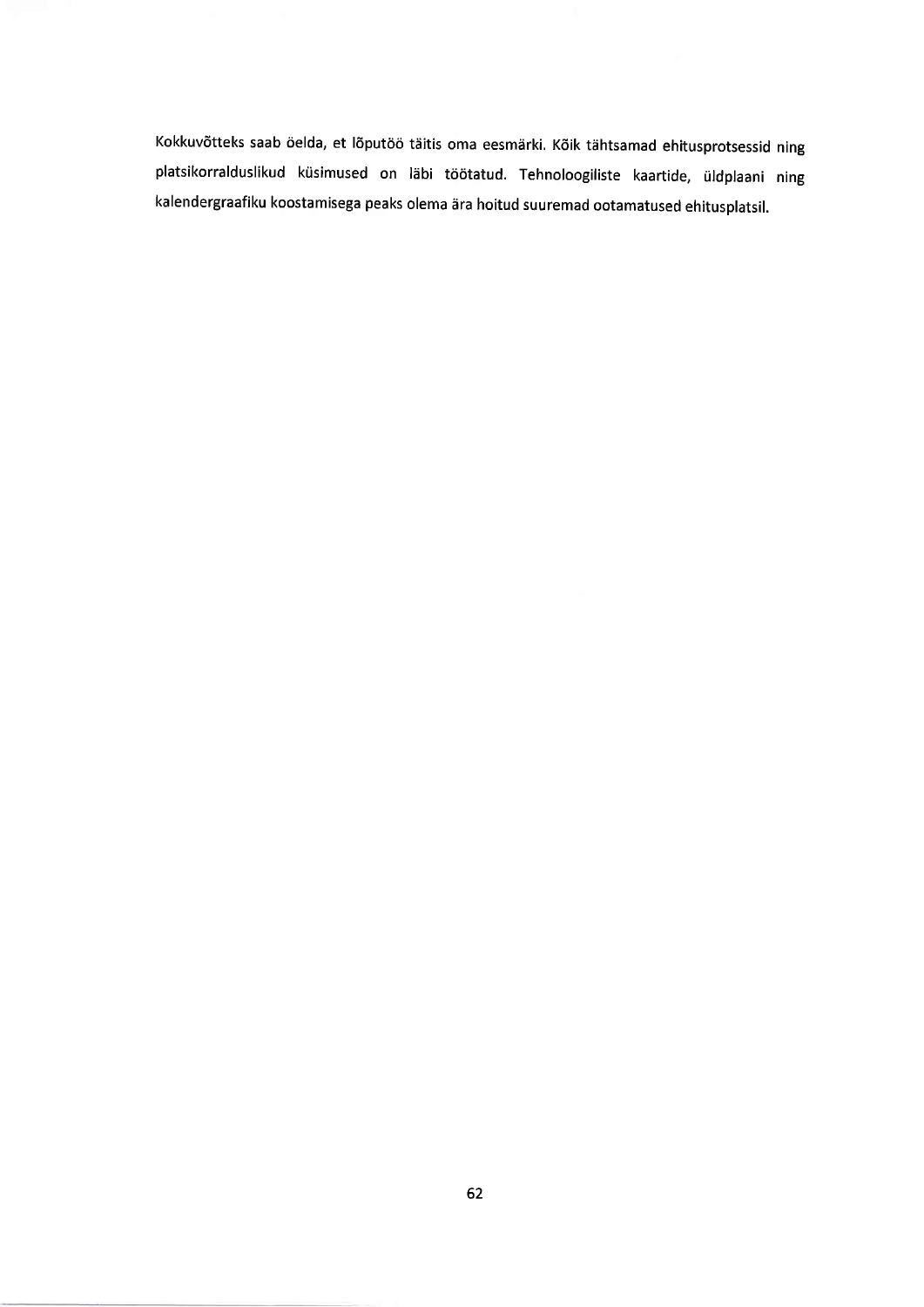Kokkuvõtteks saab öelda, et lõputöö täitis oma eesmärki. Kõik tähtsamad ehitusprotsessid ning platsikorralduslikud küsimused on läbi töötatud. Tehnoloogiliste kaartide, üldplaani ning kalendergraafiku koostamisega peaks olema ära hoitud suuremad ootamatused ehitusplatsil.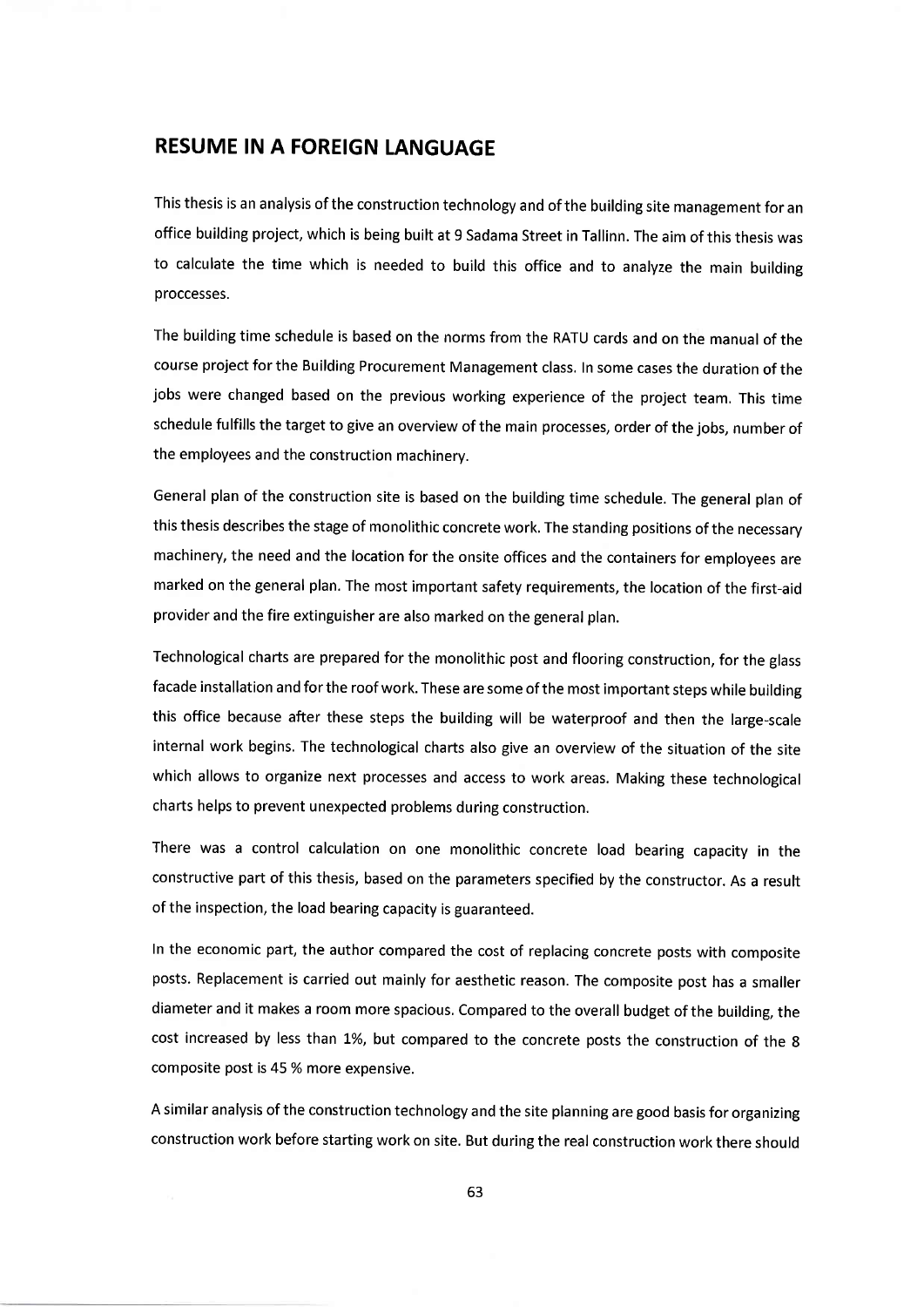## RESUME IN A FOREIGN LANGUAGE

This thesis is an analysis of the construction technology and of the building site management for an office building project, which is being built at 9 Sadama Street in Tallinn. The aim of this thesis was to calculate the time which is needed to build this office and to analyze the main building proccesses.

The building time schedule is based on the norms from the RATU cards and on the manual of the course project for the Building Procurement Management class. In some cases the duration of the jobs were changed based on the previous working experience of the project team. This time schedule fulfills the target to give an overview of the main processes, order of the jobs, number of the employees and the construction machinery.

General plan of the construction site is based on the building time schedule. The general plan of this thesis describes the stage of monolithic concrete work. The standing positions of the necessary machinery, the need and the location for the onsite offices and the containers for employees are marked on the general plan. The most important safety requirements, the location of the first-aid provider and the fire extinguisher are also marked on the general plan.

Technological charts are prepared for the monolithic post and flooring construction, for the glass facade installation and for the roof work. These are some of the most important steps while building this office because after these steps the building will be waterproof and then the large-scale internal work begins. The technological charts also give an overview of the situation of the site which allows to organize next processes and access to work areas. Making these technological charts helps to prevent unexpected problems during construction.

There was a control calculation on one monolithic concrete load bearing capacity in the constructive part of this thesis, based on the parameters specified by the constructor. As a result of the inspection, the load bearing capacity is guaranteed.

In the economic part, the author compared the cost of replacing concrete posts with composite posts. Replacement is carried out mainly for aesthetic reason. The composite post has a smaller diameter and it makes a room more spacious. Compared to the overall budget of the building, the cost increased by less than 1%, but compared to the concrete posts the construction of the 8 composite post is 45 % more expensive.

A similar analysis of the construction technology and the site planning are good basis for organizing construction work before starting work on site. But during the real construction work there should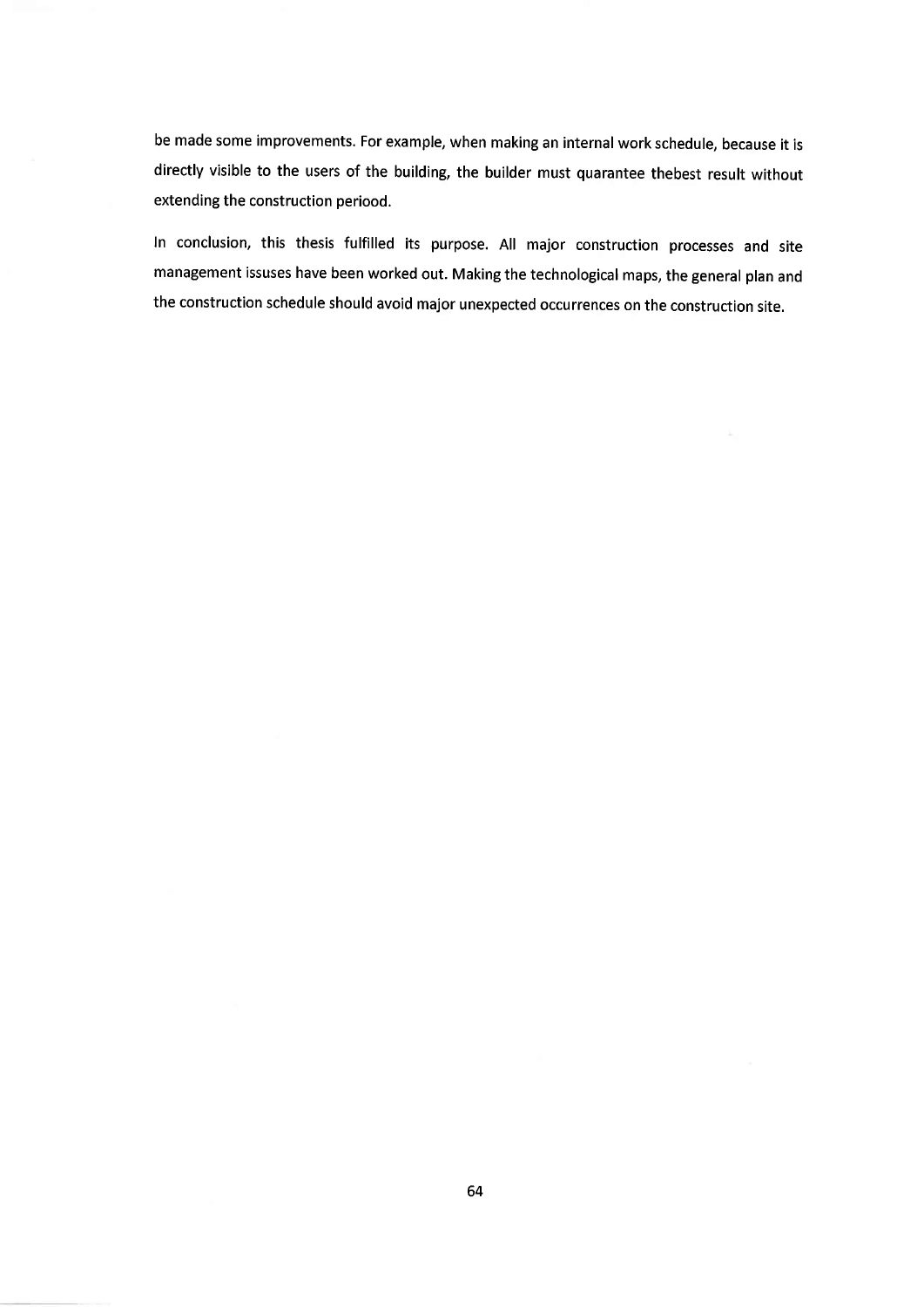be made some improvements. For example, when making an internal work schedule, because it is directly visible to the users of the building, the builder must quarantee thebest result without extending the construction periood.

In conclusion, this thesis fulfilled its purpose. All major construction processes and site management issuses have been worked out. Making the technological maps, the general plan and the construction schedule should avoid major unexpected occurrences on the construction site.